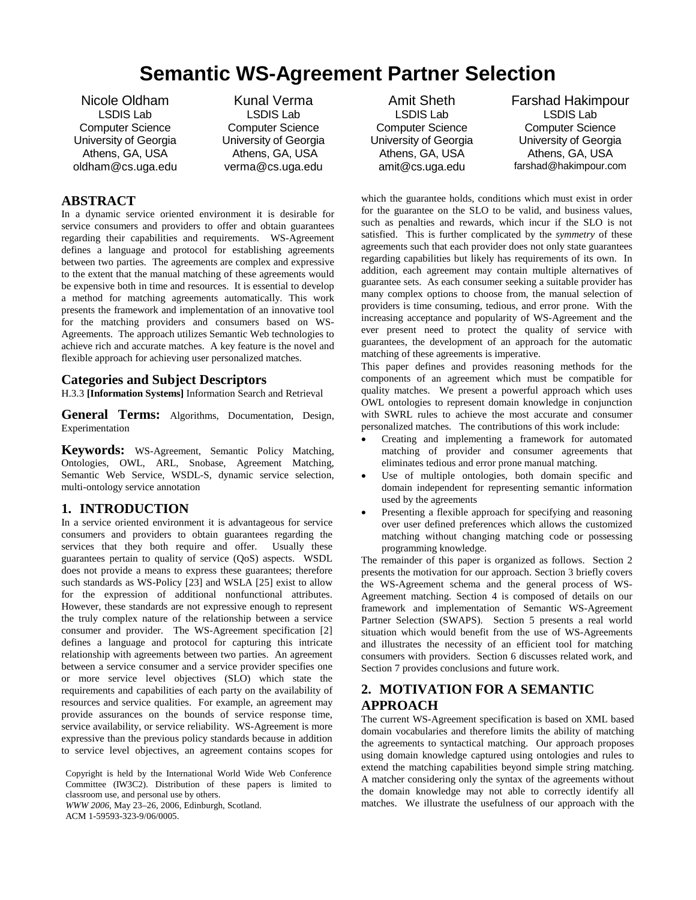# Semantic WS-Agreement Partner Selection

Nicole Oldham
LSDIS Lab
Computer Science
University of Georgia
Athens, GA, USA
oldham@cs.uga.edu

Kunal Verma
LSDIS Lab
Computer Science
University of Georgia
Athens, GA, USA
verma@cs.uga.edu

Amit Sheth
LSDIS Lab
Computer Science
University of Georgia
Athens, GA, USA
amit@cs.uga.edu

Farshad Hakimpour
LSDIS Lab
Computer Science
University of Georgia
Athens, GA, USA
farshad@hakimpour.com

## ABSTRACT

In a dynamic service oriented environment it is desirable for service consumers and providers to offer and obtain guarantees regarding their capabilities and requirements. WS-Agreement defines a language and protocol for establishing agreements between two parties. The agreements are complex and expressive to the extent that the manual matching of these agreements would be expensive both in time and resources. It is essential to develop a method for matching agreements automatically. This work presents the framework and implementation of an innovative tool for the matching providers and consumers based on WS-Agreements. The approach utilizes Semantic Web technologies to achieve rich and accurate matches. A key feature is the novel and flexible approach for achieving user personalized matches.

### Categories and Subject Descriptors

H.3.3 **[Information Systems]** Information Search and Retrieval

### General Terms:

Algorithms, Documentation, Design, Experimentation

### Keywords:

WS-Agreement, Semantic Policy Matching, Ontologies, OWL, ARL, Snobase, Agreement Matching, Semantic Web Service, WSDL-S, dynamic service selection, multi-ontology service annotation

## 1. INTRODUCTION

In a service oriented environment it is advantageous for service consumers and providers to obtain guarantees regarding the services that they both require and offer. Usually these guarantees pertain to quality of service (QoS) aspects. WSDL does not provide a means to express these guarantees; therefore such standards as WS-Policy [23] and WSLA [25] exist to allow for the expression of additional nonfunctional attributes. However, these standards are not expressive enough to represent the truly complex nature of the relationship between a service consumer and provider. The WS-Agreement specification [2] defines a language and protocol for capturing this intricate relationship with agreements between two parties. An agreement between a service consumer and a service provider specifies one or more service level objectives (SLO) which state the requirements and capabilities of each party on the availability of resources and service qualities. For example, an agreement may provide assurances on the bounds of service response time, service availability, or service reliability. WS-Agreement is more expressive than the previous policy standards because in addition to service level objectives, an agreement contains scopes for which the guarantee holds, conditions which must exist in order for the guarantee on the SLO to be valid, and business values, such as penalties and rewards, which incur if the SLO is not satisfied. This is further complicated by the *symmetry* of these agreements such that each provider does not only state guarantees regarding capabilities but likely has requirements of its own. In addition, each agreement may contain multiple alternatives of guarantee sets. As each consumer seeking a suitable provider has many complex options to choose from, the manual selection of providers is time consuming, tedious, and error prone. With the increasing acceptance and popularity of WS-Agreement and the ever present need to protect the quality of service with guarantees, the development of an approach for the automatic matching of these agreements is imperative.

This paper defines and provides reasoning methods for the components of an agreement which must be compatible for quality matches. We present a powerful approach which uses OWL ontologies to represent domain knowledge in conjunction with SWRL rules to achieve the most accurate and consumer personalized matches. The contributions of this work include:

- Creating and implementing a framework for automated matching of provider and consumer agreements that eliminates tedious and error prone manual matching.
- Use of multiple ontologies, both domain specific and domain independent for representing semantic information used by the agreements
- Presenting a flexible approach for specifying and reasoning over user defined preferences which allows the customized matching without changing matching code or possessing programming knowledge.

The remainder of this paper is organized as follows. Section 2 presents the motivation for our approach. Section 3 briefly covers the WS-Agreement schema and the general process of WS-Agreement matching. Section 4 is composed of details on our framework and implementation of Semantic WS-Agreement Partner Selection (SWAPS). Section 5 presents a real world situation which would benefit from the use of WS-Agreements and illustrates the necessity of an efficient tool for matching consumers with providers. Section 6 discusses related work, and Section 7 provides conclusions and future work.

## 2. MOTIVATION FOR A SEMANTIC APPROACH

The current WS-Agreement specification is based on XML based domain vocabularies and therefore limits the ability of matching the agreements to syntactical matching. Our approach proposes using domain knowledge captured using ontologies and rules to extend the matching capabilities beyond simple string matching. A matcher considering only the syntax of the agreements without the domain knowledge may not able to correctly identify all matches. We illustrate the usefulness of our approach with the

Copyright is held by the International World Wide Web Conference Committee (IW3C2). Distribution of these papers is limited to classroom use, and personal use by others.
*WWW 2006*, May 23–26, 2006, Edinburgh, Scotland.
ACM 1-59593-323-9/06/0005.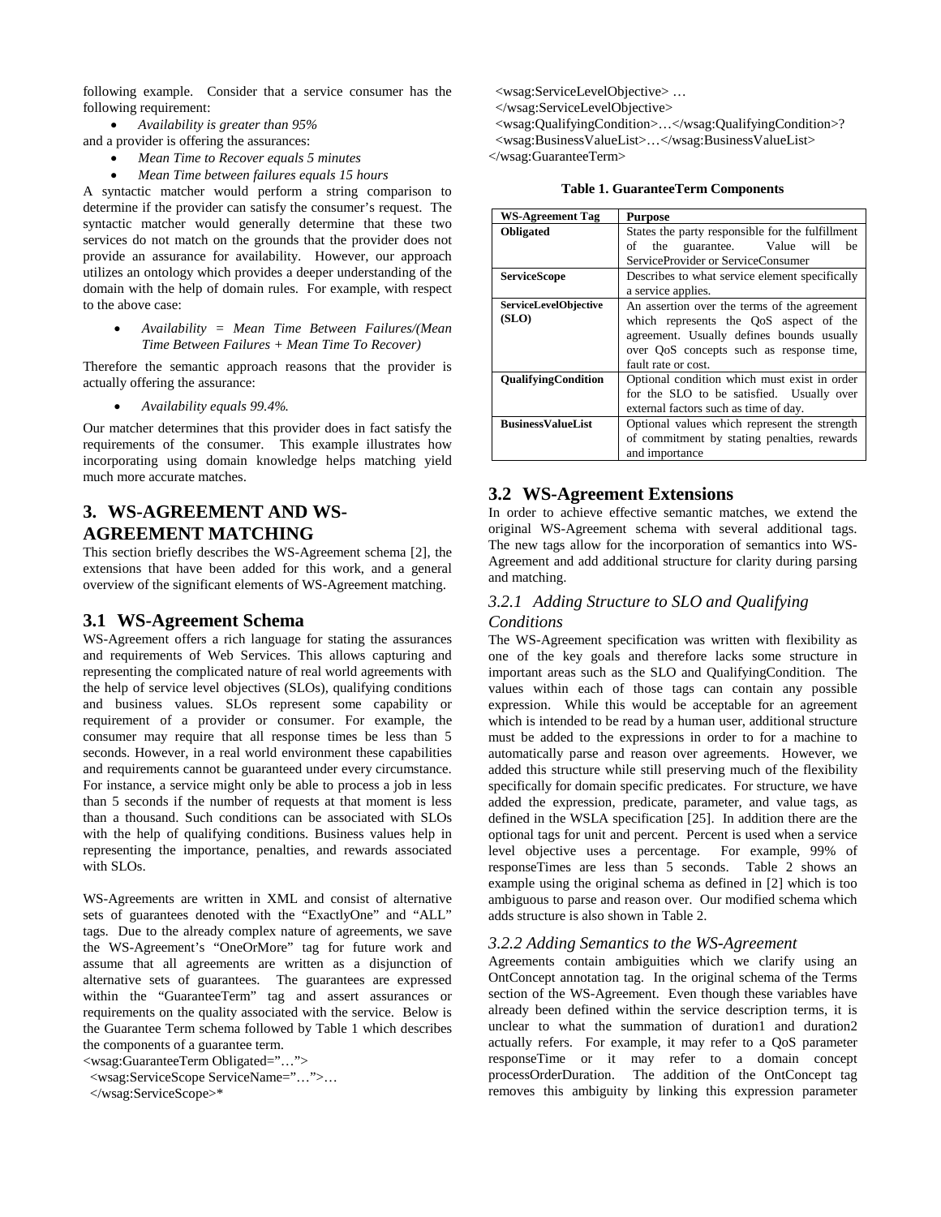following example. Consider that a service consumer has the following requirement:

- *Availability is greater than 95%*

and a provider is offering the assurances:

- *Mean Time to Recover equals 5 minutes*
- *Mean Time between failures equals 15 hours*

A syntactic matcher would perform a string comparison to determine if the provider can satisfy the consumer's request. The syntactic matcher would generally determine that these two services do not match on the grounds that the provider does not provide an assurance for availability. However, our approach utilizes an ontology which provides a deeper understanding of the domain with the help of domain rules. For example, with respect to the above case:

- *Availability = Mean Time Between Failures/(Mean Time Between Failures + Mean Time To Recover)*

Therefore the semantic approach reasons that the provider is actually offering the assurance:

- *Availability equals 99.4%.*

Our matcher determines that this provider does in fact satisfy the requirements of the consumer. This example illustrates how incorporating using domain knowledge helps matching yield much more accurate matches.

## 3. WS-AGREEMENT AND WS-AGREEMENT MATCHING

This section briefly describes the WS-Agreement schema [2], the extensions that have been added for this work, and a general overview of the significant elements of WS-Agreement matching.

### 3.1 WS-Agreement Schema

WS-Agreement offers a rich language for stating the assurances and requirements of Web Services. This allows capturing and representing the complicated nature of real world agreements with the help of service level objectives (SLOs), qualifying conditions and business values. SLOs represent some capability or requirement of a provider or consumer. For example, the consumer may require that all response times be less than 5 seconds. However, in a real world environment these capabilities and requirements cannot be guaranteed under every circumstance. For instance, a service might only be able to process a job in less than 5 seconds if the number of requests at that moment is less than a thousand. Such conditions can be associated with SLOs with the help of qualifying conditions. Business values help in representing the importance, penalties, and rewards associated with SLOs.

WS-Agreements are written in XML and consist of alternative sets of guarantees denoted with the "ExactlyOne" and "ALL" tags. Due to the already complex nature of agreements, we save the WS-Agreement's "OneOrMore" tag for future work and assume that all agreements are written as a disjunction of alternative sets of guarantees. The guarantees are expressed within the "GuaranteeTerm" tag and assert assurances or requirements on the quality associated with the service. Below is the Guarantee Term schema followed by Table 1 which describes the components of a guarantee term.

```
<wsag:GuaranteeTerm Obligated="…">
  <wsag:ServiceScope ServiceName="…">…
  </wsag:ServiceScope>*
  <wsag:ServiceLevelObjective> …
  </wsag:ServiceLevelObjective>
  <wsag:QualifyingCondition>…</wsag:QualifyingCondition>?
  <wsag:BusinessValueList>…</wsag:BusinessValueList>
</wsag:GuaranteeTerm>
```

**Table 1. GuaranteeTerm Components**

| WS-Agreement Tag | Purpose |
|---|---|
| **Obligated** | States the party responsible for the fulfillment of the guarantee. Value will be ServiceProvider or ServiceConsumer |
| **ServiceScope** | Describes to what service element specifically a service applies. |
| **ServiceLevelObjective (SLO)** | An assertion over the terms of the agreement which represents the QoS aspect of the agreement. Usually defines bounds usually over QoS concepts such as response time, fault rate or cost. |
| **QualifyingCondition** | Optional condition which must exist in order for the SLO to be satisfied. Usually over external factors such as time of day. |
| **BusinessValueList** | Optional values which represent the strength of commitment by stating penalties, rewards and importance |

### 3.2 WS-Agreement Extensions

In order to achieve effective semantic matches, we extend the original WS-Agreement schema with several additional tags. The new tags allow for the incorporation of semantics into WS-Agreement and add additional structure for clarity during parsing and matching.

#### *3.2.1 Adding Structure to SLO and Qualifying Conditions*

The WS-Agreement specification was written with flexibility as one of the key goals and therefore lacks some structure in important areas such as the SLO and QualifyingCondition. The values within each of those tags can contain any possible expression. While this would be acceptable for an agreement which is intended to be read by a human user, additional structure must be added to the expressions in order to for a machine to automatically parse and reason over agreements. However, we added this structure while still preserving much of the flexibility specifically for domain specific predicates. For structure, we have added the expression, predicate, parameter, and value tags, as defined in the WSLA specification [25]. In addition there are the optional tags for unit and percent. Percent is used when a service level objective uses a percentage. For example, 99% of responseTimes are less than 5 seconds. Table 2 shows an example using the original schema as defined in [2] which is too ambiguous to parse and reason over. Our modified schema which adds structure is also shown in Table 2.

#### *3.2.2 Adding Semantics to the WS-Agreement*

Agreements contain ambiguities which we clarify using an OntConcept annotation tag. In the original schema of the Terms section of the WS-Agreement. Even though these variables have already been defined within the service description terms, it is unclear to what the summation of duration1 and duration2 actually refers. For example, it may refer to a QoS parameter responseTime or it may refer to a domain concept processOrderDuration. The addition of the OntConcept tag removes this ambiguity by linking this expression parameter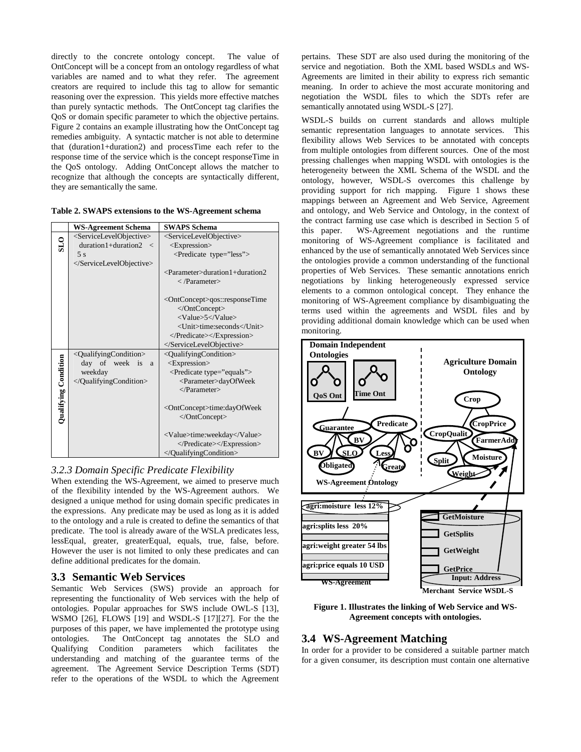directly to the concrete ontology concept. The value of OntConcept will be a concept from an ontology regardless of what variables are named and to what they refer. The agreement creators are required to include this tag to allow for semantic reasoning over the expression. This yields more effective matches than purely syntactic methods. The OntConcept tag clarifies the QoS or domain specific parameter to which the objective pertains. Figure 2 contains an example illustrating how the OntConcept tag remedies ambiguity. A syntactic matcher is not able to determine that (duration1+duration2) and processTime each refer to the response time of the service which is the concept responseTime in the QoS ontology. Adding OntConcept allows the matcher to recognize that although the concepts are syntactically different, they are semantically the same.

**Table 2. SWAPS extensions to the WS-Agreement schema**

| | WS-Agreement Schema | SWAPS Schema |
|---|---|---|
| SLO | <ServiceLevelObjective> duration1+duration2 < 5 s </ServiceLevelObjective> | <ServiceLevelObjective> <Expression> <Predicate type="less"> <Parameter>duration1+duration2 < /Parameter> <OntConcept>qos::responseTime </OntConcept> <Value>5</Value> <Unit>time:seconds</Unit> </Predicate></Expression> </ServiceLevelObjective> |
| Qualifying Condition | <QualifyingCondition> day of week is a weekday </QualifyingCondition> | <QualifyingCondition> <Expression> <Predicate type="equals"> <Parameter>dayOfWeek </Parameter> <OntConcept>time:dayOfWeek </OntConcept> <Value>time:weekday</Value> </Predicate></Expression> </QualifyingCondition> |

### *3.2.3 Domain Specific Predicate Flexibility*

When extending the WS-Agreement, we aimed to preserve much of the flexibility intended by the WS-Agreement authors. We designed a unique method for using domain specific predicates in the expressions. Any predicate may be used as long as it is added to the ontology and a rule is created to define the semantics of that predicate. The tool is already aware of the WSLA predicates less, lessEqual, greater, greaterEqual, equals, true, false, before. However the user is not limited to only these predicates and can define additional predicates for the domain.

## 3.3 Semantic Web Services

Semantic Web Services (SWS) provide an approach for representing the functionality of Web services with the help of ontologies. Popular approaches for SWS include OWL-S [13], WSMO [26], FLOWS [19] and WSDL-S [17][27]. For the the purposes of this paper, we have implemented the prototype using ontologies. The OntConcept tag annotates the SLO and Qualifying Condition parameters which facilitates the understanding and matching of the guarantee terms of the agreement. The Agreement Service Description Terms (SDT) refer to the operations of the WSDL to which the Agreement pertains. These SDT are also used during the monitoring of the service and negotiation. Both the XML based WSDLs and WS-Agreements are limited in their ability to express rich semantic meaning. In order to achieve the most accurate monitoring and negotiation the WSDL files to which the SDTs refer are semantically annotated using WSDL-S [27].

WSDL-S builds on current standards and allows multiple semantic representation languages to annotate services. This flexibility allows Web Services to be annotated with concepts from multiple ontologies from different sources. One of the most pressing challenges when mapping WSDL with ontologies is the heterogeneity between the XML Schema of the WSDL and the ontology, however, WSDL-S overcomes this challenge by providing support for rich mapping. Figure 1 shows these mappings between an Agreement and Web Service, Agreement and ontology, and Web Service and Ontology, in the context of the contract farming use case which is described in Section 5 of this paper. WS-Agreement negotiations and the runtime monitoring of WS-Agreement compliance is facilitated and enhanced by the use of semantically annotated Web Services since the ontologies provide a common understanding of the functional properties of Web Services. These semantic annotations enrich negotiations by linking heterogeneously expressed service elements to a common ontological concept. They enhance the monitoring of WS-Agreement compliance by disambiguating the terms used within the agreements and WSDL files and by providing additional domain knowledge which can be used when monitoring.

**Figure 1. Illustrates the linking of Web Service and WS-Agreement concepts with ontologies.**

## 3.4 WS-Agreement Matching

In order for a provider to be considered a suitable partner match for a given consumer, its description must contain one alternative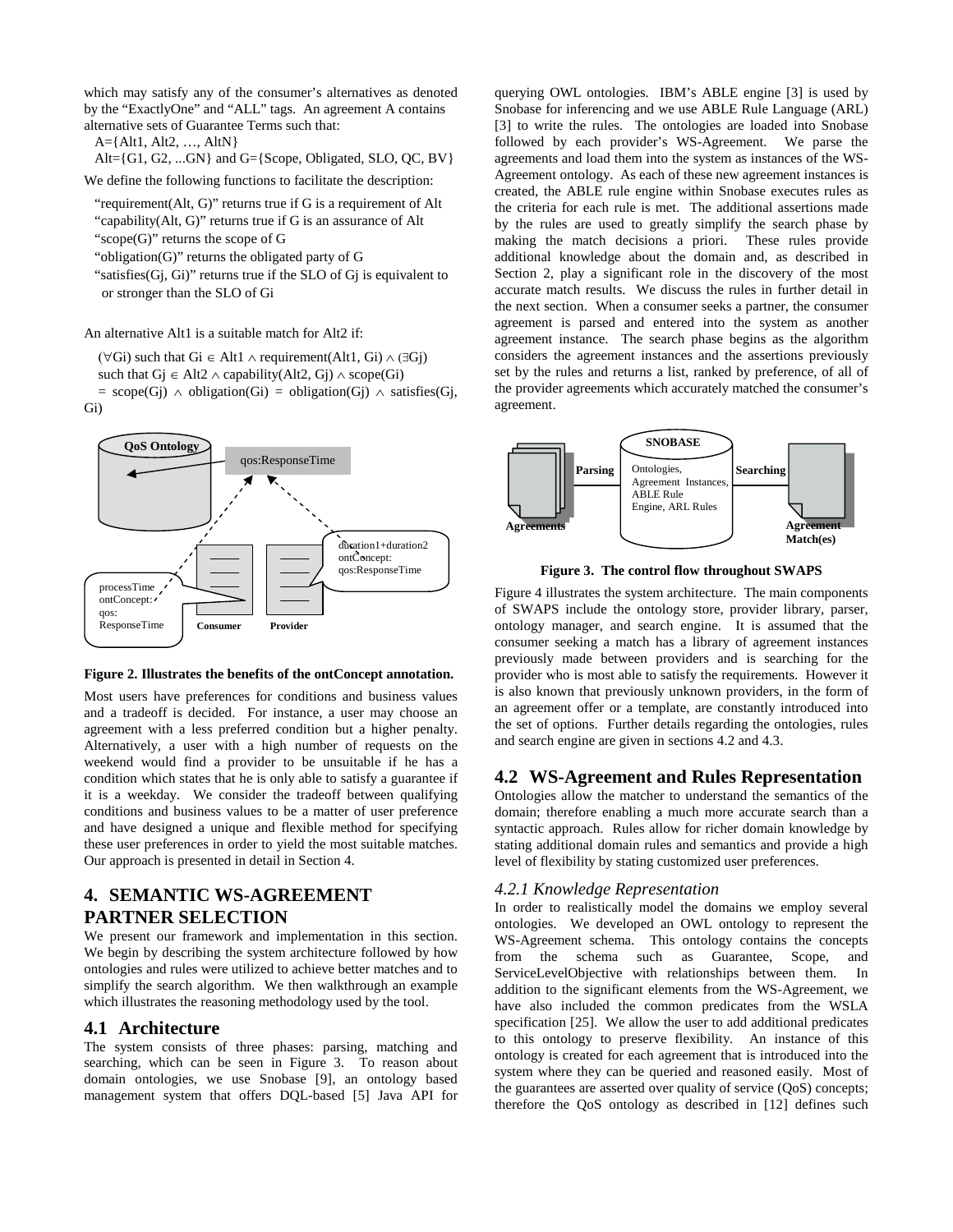which may satisfy any of the consumer's alternatives as denoted by the "ExactlyOne" and "ALL" tags. An agreement A contains alternative sets of Guarantee Terms such that:

A={Alt1, Alt2, …, AltN}

Alt={G1, G2, ...GN} and G={Scope, Obligated, SLO, QC, BV}

We define the following functions to facilitate the description:

"requirement(Alt, G)" returns true if G is a requirement of Alt

"capability(Alt, G)" returns true if G is an assurance of Alt

"scope(G)" returns the scope of G

"obligation(G)" returns the obligated party of G

"satisfies(Gj, Gi)" returns true if the SLO of Gj is equivalent to or stronger than the SLO of Gi

An alternative Alt1 is a suitable match for Alt2 if:

$(\forall Gi)$ such that $Gi \in Alt1 \wedge requirement(Alt1, Gi) \wedge (\exists Gj)$ such that $Gj \in Alt2 \wedge capability(Alt2, Gj) \wedge scope(Gi) = scope(Gj) \wedge obligation(Gi) = obligation(Gj) \wedge satisfies(Gj, Gi)$

**Figure 2. Illustrates the benefits of the ontConcept annotation.**

Most users have preferences for conditions and business values and a tradeoff is decided. For instance, a user may choose an agreement with a less preferred condition but a higher penalty. Alternatively, a user with a high number of requests on the weekend would find a provider to be unsuitable if he has a condition which states that he is only able to satisfy a guarantee if it is a weekday. We consider the tradeoff between qualifying conditions and business values to be a matter of user preference and have designed a unique and flexible method for specifying these user preferences in order to yield the most suitable matches. Our approach is presented in detail in Section 4.

## 4. SEMANTIC WS-AGREEMENT PARTNER SELECTION

We present our framework and implementation in this section. We begin by describing the system architecture followed by how ontologies and rules were utilized to achieve better matches and to simplify the search algorithm. We then walkthrough an example which illustrates the reasoning methodology used by the tool.

### 4.1 Architecture

The system consists of three phases: parsing, matching and searching, which can be seen in Figure 3. To reason about domain ontologies, we use Snobase [9], an ontology based management system that offers DQL-based [5] Java API for querying OWL ontologies. IBM's ABLE engine [3] is used by Snobase for inferencing and we use ABLE Rule Language (ARL) [3] to write the rules. The ontologies are loaded into Snobase followed by each provider's WS-Agreement. We parse the agreements and load them into the system as instances of the WS-Agreement ontology. As each of these new agreement instances is created, the ABLE rule engine within Snobase executes rules as the criteria for each rule is met. The additional assertions made by the rules are used to greatly simplify the search phase by making the match decisions a priori. These rules provide additional knowledge about the domain and, as described in Section 2, play a significant role in the discovery of the most accurate match results. We discuss the rules in further detail in the next section. When a consumer seeks a partner, the consumer agreement is parsed and entered into the system as another agreement instance. The search phase begins as the algorithm considers the agreement instances and the assertions previously set by the rules and returns a list, ranked by preference, of all of the provider agreements which accurately matched the consumer's agreement.

**Figure 3. The control flow throughout SWAPS**

Figure 4 illustrates the system architecture. The main components of SWAPS include the ontology store, provider library, parser, ontology manager, and search engine. It is assumed that the consumer seeking a match has a library of agreement instances previously made between providers and is searching for the provider who is most able to satisfy the requirements. However it is also known that previously unknown providers, in the form of an agreement offer or a template, are constantly introduced into the set of options. Further details regarding the ontologies, rules and search engine are given in sections 4.2 and 4.3.

### 4.2 WS-Agreement and Rules Representation

Ontologies allow the matcher to understand the semantics of the domain; therefore enabling a much more accurate search than a syntactic approach. Rules allow for richer domain knowledge by stating additional domain rules and semantics and provide a high level of flexibility by stating customized user preferences.

#### *4.2.1 Knowledge Representation*

In order to realistically model the domains we employ several ontologies. We developed an OWL ontology to represent the WS-Agreement schema. This ontology contains the concepts from the schema such as Guarantee, Scope, and ServiceLevelObjective with relationships between them. In addition to the significant elements from the WS-Agreement, we have also included the common predicates from the WSLA specification [25]. We allow the user to add additional predicates to this ontology to preserve flexibility. An instance of this ontology is created for each agreement that is introduced into the system where they can be queried and reasoned easily. Most of the guarantees are asserted over quality of service (QoS) concepts; therefore the QoS ontology as described in [12] defines such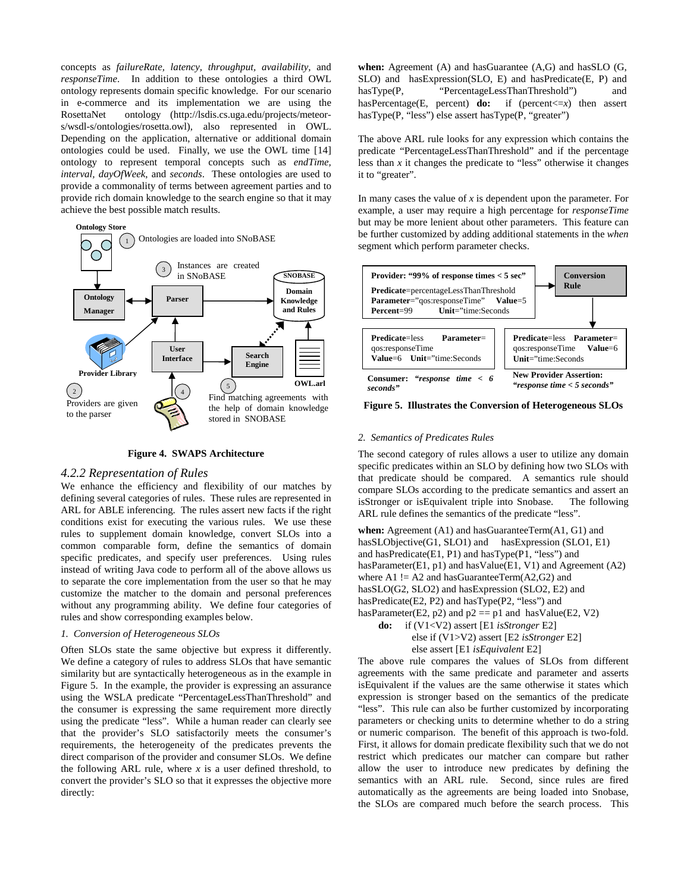concepts as *failureRate, latency, throughput, availability*, and *responseTime*. In addition to these ontologies a third OWL ontology represents domain specific knowledge. For our scenario in e-commerce and its implementation we are using the RosettaNet ontology (http://lsdis.cs.uga.edu/projects/meteor-s/wsdl-s/ontologies/rosetta.owl), also represented in OWL. Depending on the application, alternative or additional domain ontologies could be used. Finally, we use the OWL time [14] ontology to represent temporal concepts such as *endTime, interval, dayOfWeek*, and *seconds*. These ontologies are used to provide a commonality of terms between agreement parties and to provide rich domain knowledge to the search engine so that it may achieve the best possible match results.

Ontology Store

1 Ontologies are loaded into SNoBASE

3 Instances are created in SNoBASE

Ontology Manager | Parser | SNOBASE Domain Knowledge and Rules

Provider Library | User Interface | Search Engine | OWL.arl

2 Providers are given to the parser

4

5 Find matching agreements with the help of domain knowledge stored in SNOBASE

**Figure 4. SWAPS Architecture**

### *4.2.2 Representation of Rules*

We enhance the efficiency and flexibility of our matches by defining several categories of rules. These rules are represented in ARL for ABLE inferencing. The rules assert new facts if the right conditions exist for executing the various rules. We use these rules to supplement domain knowledge, convert SLOs into a common comparable form, define the semantics of domain specific predicates, and specify user preferences. Using rules instead of writing Java code to perform all of the above allows us to separate the core implementation from the user so that he may customize the matcher to the domain and personal preferences without any programming ability. We define four categories of rules and show corresponding examples below.

*1. Conversion of Heterogeneous SLOs*

Often SLOs state the same objective but express it differently. We define a category of rules to address SLOs that have semantic similarity but are syntactically heterogeneous as in the example in Figure 5. In the example, the provider is expressing an assurance using the WSLA predicate "PercentageLessThanThreshold" and the consumer is expressing the same requirement more directly using the predicate "less". While a human reader can clearly see that the provider's SLO satisfactorily meets the consumer's requirements, the heterogeneity of the predicates prevents the direct comparison of the provider and consumer SLOs. We define the following ARL rule, where *x* is a user defined threshold, to convert the provider's SLO so that it expresses the objective more directly:

**when:** Agreement (A) and hasGuarantee (A,G) and hasSLO (G, SLO) and hasExpression(SLO, E) and hasPredicate(E, P) and hasType(P, "PercentageLessThanThreshold") and hasPercentage(E, percent) **do:** if (percent<=*x*) then assert hasType(P, "less") else assert hasType(P, "greater")

The above ARL rule looks for any expression which contains the predicate "PercentageLessThanThreshold" and if the percentage less than *x* it changes the predicate to "less" otherwise it changes it to "greater".

In many cases the value of *x* is dependent upon the parameter. For example, a user may require a high percentage for *responseTime* but may be more lenient about other parameters. This feature can be further customized by adding additional statements in the *when* segment which perform parameter checks.

**Provider: "99% of response times < 5 sec"**
**Predicate**=percentageLessThanThreshold
**Parameter**="qos:responseTime" **Value**=5
**Percent**=99 **Unit**="time:Seconds"

**Conversion Rule**

**Predicate**=less **Parameter**= qos:responseTime **Value**=6 **Unit**="time:Seconds"

**Consumer: *"response time < 6 seconds"***

**Predicate**=less **Parameter**= qos:responseTime **Value**=6 **Unit**="time:Seconds"

**New Provider Assertion: *"response time < 5 seconds"***

**Figure 5. Illustrates the Conversion of Heterogeneous SLOs**

*2. Semantics of Predicates Rules*

The second category of rules allows a user to utilize any domain specific predicates within an SLO by defining how two SLOs with that predicate should be compared. A semantics rule should compare SLOs according to the predicate semantics and assert an isStronger or isEquivalent triple into Snobase. The following ARL rule defines the semantics of the predicate "less".

**when:** Agreement (A1) and hasGuaranteeTerm(A1, G1) and hasSLObjective(G1, SLO1) and hasExpression (SLO1, E1) and hasPredicate(E1, P1) and hasType(P1, "less") and hasParameter(E1, p1) and hasValue(E1, V1) and Agreement (A2) where A1 != A2 and hasGuaranteeTerm(A2,G2) and hasSLO(G2, SLO2) and hasExpression (SLO2, E2) and hasPredicate(E2, P2) and hasType(P2, "less") and hasParameter(E2, p2) and p2 == p1 and hasValue(E2, V2)
**do:** if (V1<V2) assert [E1 *isStronger* E2]
else if (V1>V2) assert [E2 *isStronger* E2]
else assert [E1 *isEquivalent* E2]

The above rule compares the values of SLOs from different agreements with the same predicate and parameter and asserts isEquivalent if the values are the same otherwise it states which expression is stronger based on the semantics of the predicate "less". This rule can also be further customized by incorporating parameters or checking units to determine whether to do a string or numeric comparison. The benefit of this approach is two-fold. First, it allows for domain predicate flexibility such that we do not restrict which predicates our matcher can compare but rather allow the user to introduce new predicates by defining the semantics with an ARL rule. Second, since rules are fired automatically as the agreements are being loaded into Snobase, the SLOs are compared much before the search process. This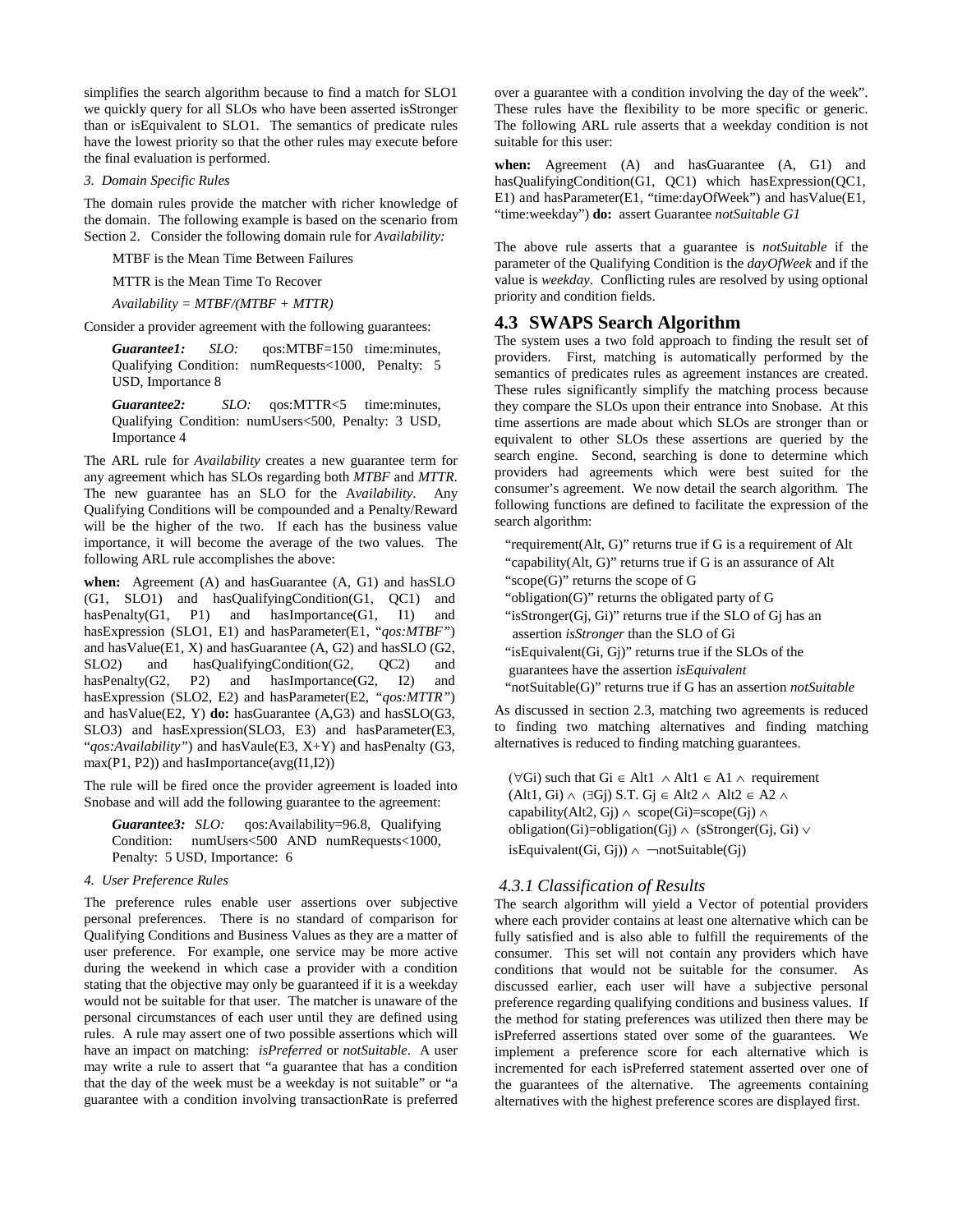simplifies the search algorithm because to find a match for SLO1 we quickly query for all SLOs who have been asserted isStronger than or isEquivalent to SLO1. The semantics of predicate rules have the lowest priority so that the other rules may execute before the final evaluation is performed.

*3. Domain Specific Rules*

The domain rules provide the matcher with richer knowledge of the domain. The following example is based on the scenario from Section 2. Consider the following domain rule for *Availability:*

MTBF is the Mean Time Between Failures

MTTR is the Mean Time To Recover

*Availability = MTBF/(MTBF + MTTR)*

Consider a provider agreement with the following guarantees:

***Guarantee1:*** *SLO:* qos:MTBF=150 time:minutes, Qualifying Condition: numRequests<1000, Penalty: 5 USD, Importance 8

***Guarantee2:*** *SLO:* qos:MTTR<5 time:minutes, Qualifying Condition: numUsers<500, Penalty: 3 USD, Importance 4

The ARL rule for *Availability* creates a new guarantee term for any agreement which has SLOs regarding both *MTBF* and *MTTR*. The new guarantee has an SLO for the A*vailability*. Any Qualifying Conditions will be compounded and a Penalty/Reward will be the higher of the two. If each has the business value importance, it will become the average of the two values. The following ARL rule accomplishes the above:

**when:** Agreement (A) and hasGuarantee (A, G1) and hasSLO (G1, SLO1) and hasQualifyingCondition(G1, QC1) and hasPenalty(G1, P1) and hasImportance(G1, I1) and hasExpression (SLO1, E1) and hasParameter(E1, "*qos:MTBF"*) and hasValue(E1, X) and hasGuarantee (A, G2) and hasSLO (G2, SLO2) and hasQualifyingCondition(G2, QC2) and hasPenalty(G2, P2) and hasImportance(G2, I2) and hasExpression (SLO2, E2) and hasParameter(E2, "*qos:MTTR"*) and hasValue(E2, Y) **do:** hasGuarantee (A,G3) and hasSLO(G3, SLO3) and hasExpression(SLO3, E3) and hasParameter(E3, "*qos:Availability"*) and hasVaule(E3, X+Y) and hasPenalty (G3, max(P1, P2)) and hasImportance(avg(I1,I2))

The rule will be fired once the provider agreement is loaded into Snobase and will add the following guarantee to the agreement:

***Guarantee3:*** *SLO:* qos:Availability=96.8, Qualifying Condition: numUsers<500 AND numRequests<1000, Penalty: 5 USD, Importance: 6

*4. User Preference Rules*

The preference rules enable user assertions over subjective personal preferences. There is no standard of comparison for Qualifying Conditions and Business Values as they are a matter of user preference. For example, one service may be more active during the weekend in which case a provider with a condition stating that the objective may only be guaranteed if it is a weekday would not be suitable for that user. The matcher is unaware of the personal circumstances of each user until they are defined using rules. A rule may assert one of two possible assertions which will have an impact on matching: *isPreferred* or *notSuitable*. A user may write a rule to assert that "a guarantee that has a condition that the day of the week must be a weekday is not suitable" or "a guarantee with a condition involving transactionRate is preferred over a guarantee with a condition involving the day of the week". These rules have the flexibility to be more specific or generic. The following ARL rule asserts that a weekday condition is not suitable for this user:

**when:** Agreement (A) and hasGuarantee (A, G1) and hasQualifyingCondition(G1, QC1) which hasExpression(QC1, E1) and hasParameter(E1, "time:dayOfWeek") and hasValue(E1, "time:weekday") **do:** assert Guarantee *notSuitable G1*

The above rule asserts that a guarantee is *notSuitable* if the parameter of the Qualifying Condition is the *dayOfWeek* and if the value is *weekday*. Conflicting rules are resolved by using optional priority and condition fields.

## 4.3 SWAPS Search Algorithm

The system uses a two fold approach to finding the result set of providers. First, matching is automatically performed by the semantics of predicates rules as agreement instances are created. These rules significantly simplify the matching process because they compare the SLOs upon their entrance into Snobase. At this time assertions are made about which SLOs are stronger than or equivalent to other SLOs these assertions are queried by the search engine. Second, searching is done to determine which providers had agreements which were best suited for the consumer's agreement. We now detail the search algorithm. The following functions are defined to facilitate the expression of the search algorithm:

"requirement(Alt, G)" returns true if G is a requirement of Alt
"capability(Alt, G)" returns true if G is an assurance of Alt
"scope(G)" returns the scope of G
"obligation(G)" returns the obligated party of G
"isStronger(Gj, Gi)" returns true if the SLO of Gj has an assertion *isStronger* than the SLO of Gi
"isEquivalent(Gi, Gj)" returns true if the SLOs of the guarantees have the assertion *isEquivalent*
"notSuitable(G)" returns true if G has an assertion *notSuitable*

As discussed in section 2.3, matching two agreements is reduced to finding two matching alternatives and finding matching alternatives is reduced to finding matching guarantees.

$(\forall Gi)$ such that $Gi \in Alt1 \wedge Alt1 \in A1 \wedge$ requirement $(Alt1, Gi) \wedge (\exists Gj)$ S.T. $Gj \in Alt2 \wedge Alt2 \in A2 \wedge$ capability$(Alt2, Gj) \wedge$ scope$(Gi)$=scope$(Gj) \wedge$ obligation$(Gi)$=obligation$(Gj) \wedge$ (sStronger$(Gj, Gi) \vee$ isEquivalent$(Gi, Gj)) \wedge \neg$notSuitable$(Gj)$

### 4.3.1 Classification of Results

The search algorithm will yield a Vector of potential providers where each provider contains at least one alternative which can be fully satisfied and is also able to fulfill the requirements of the consumer. This set will not contain any providers which have conditions that would not be suitable for the consumer. As discussed earlier, each user will have a subjective personal preference regarding qualifying conditions and business values. If the method for stating preferences was utilized then there may be isPreferred assertions stated over some of the guarantees. We implement a preference score for each alternative which is incremented for each isPreferred statement asserted over one of the guarantees of the alternative. The agreements containing alternatives with the highest preference scores are displayed first.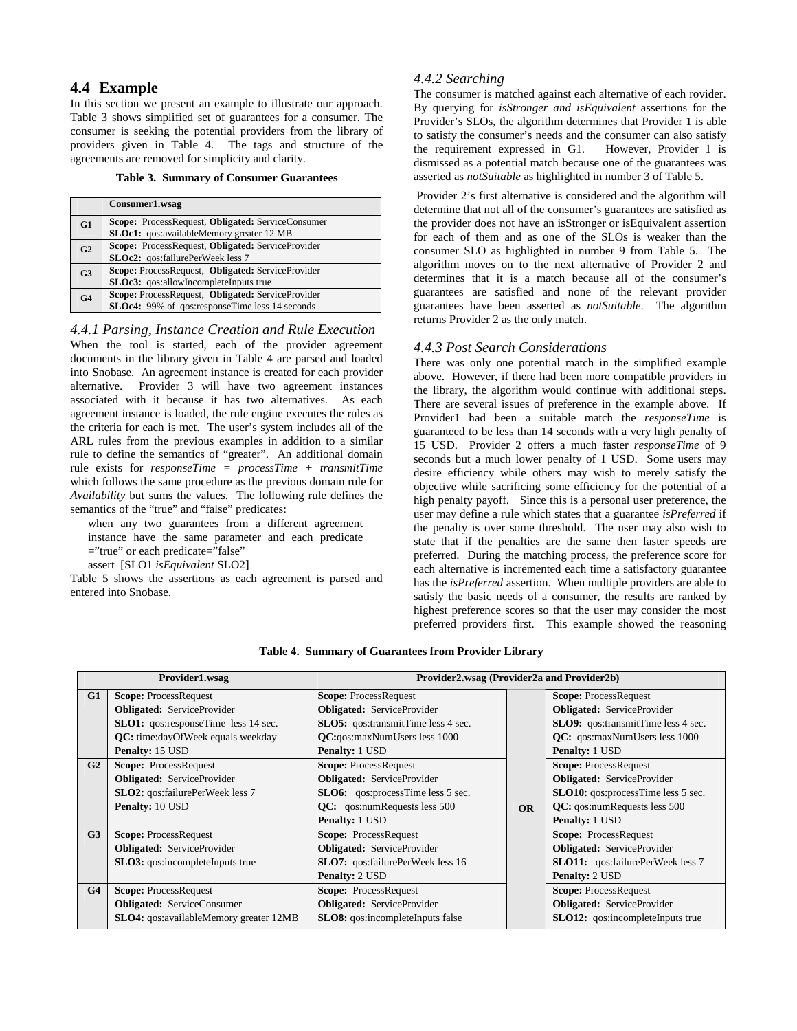## 4.4 Example

In this section we present an example to illustrate our approach. Table 3 shows simplified set of guarantees for a consumer. The consumer is seeking the potential providers from the library of providers given in Table 4. The tags and structure of the agreements are removed for simplicity and clarity.

**Table 3. Summary of Consumer Guarantees**

| | Consumer1.wsag |
|---|---|
| **G1** | **Scope:** ProcessRequest, **Obligated:** ServiceConsumer<br>**SLOc1:** qos:availableMemory greater 12 MB |
| **G2** | **Scope:** ProcessRequest, **Obligated:** ServiceProvider<br>**SLOc2:** qos:failurePerWeek less 7 |
| **G3** | **Scope:** ProcessRequest, **Obligated:** ServiceProvider<br>**SLOc3:** qos:allowIncompleteInputs true |
| **G4** | **Scope:** ProcessRequest, **Obligated:** ServiceProvider<br>**SLOc4:** 99% of qos:responseTime less 14 seconds |

### 4.4.1 Parsing, Instance Creation and Rule Execution

When the tool is started, each of the provider agreement documents in the library given in Table 4 are parsed and loaded into Snobase. An agreement instance is created for each provider alternative. Provider 3 will have two agreement instances associated with it because it has two alternatives. As each agreement instance is loaded, the rule engine executes the rules as the criteria for each is met. The user's system includes all of the ARL rules from the previous examples in addition to a similar rule to define the semantics of "greater". An additional domain rule exists for *responseTime* = *processTime* + *transmitTime* which follows the same procedure as the previous domain rule for *Availability* but sums the values. The following rule defines the semantics of the "true" and "false" predicates:

> when any two guarantees from a different agreement instance have the same parameter and each predicate ="true" or each predicate="false"
>
> assert [SLO1 *isEquivalent* SLO2]

Table 5 shows the assertions as each agreement is parsed and entered into Snobase.

### 4.4.2 Searching

The consumer is matched against each alternative of each rovider. By querying for *isStronger and isEquivalent* assertions for the Provider's SLOs, the algorithm determines that Provider 1 is able to satisfy the consumer's needs and the consumer can also satisfy the requirement expressed in G1. However, Provider 1 is dismissed as a potential match because one of the guarantees was asserted as *notSuitable* as highlighted in number 3 of Table 5.

Provider 2's first alternative is considered and the algorithm will determine that not all of the consumer's guarantees are satisfied as the provider does not have an isStronger or isEquivalent assertion for each of them and as one of the SLOs is weaker than the consumer SLO as highlighted in number 9 from Table 5. The algorithm moves on to the next alternative of Provider 2 and determines that it is a match because all of the consumer's guarantees are satisfied and none of the relevant provider guarantees have been asserted as *notSuitable*. The algorithm returns Provider 2 as the only match.

### 4.4.3 Post Search Considerations

There was only one potential match in the simplified example above. However, if there had been more compatible providers in the library, the algorithm would continue with additional steps. There are several issues of preference in the example above. If Provider1 had been a suitable match the *responseTime* is guaranteed to be less than 14 seconds with a very high penalty of 15 USD. Provider 2 offers a much faster *responseTime* of 9 seconds but a much lower penalty of 1 USD. Some users may desire efficiency while others may wish to merely satisfy the objective while sacrificing some efficiency for the potential of a high penalty payoff. Since this is a personal user preference, the user may define a rule which states that a guarantee *isPreferred* if the penalty is over some threshold. The user may also wish to state that if the penalties are the same then faster speeds are preferred. During the matching process, the preference score for each alternative is incremented each time a satisfactory guarantee has the *isPreferred* assertion. When multiple providers are able to satisfy the basic needs of a consumer, the results are ranked by highest preference scores so that the user may consider the most preferred providers first. This example showed the reasoning

**Table 4. Summary of Guarantees from Provider Library**

| | Provider1.wsag | Provider2.wsag (Provider2a and Provider2b) | | |
|---|---|---|---|---|
| **G1** | **Scope:** ProcessRequest<br>**Obligated:** ServiceProvider<br>**SLO1:** qos:responseTime less 14 sec.<br>**QC:** time:dayOfWeek equals weekday<br>**Penalty:** 15 USD | **Scope:** ProcessRequest<br>**Obligated:** ServiceProvider<br>**SLO5:** qos:transmitTime less 4 sec.<br>**QC:**qos:maxNumUsers less 1000<br>**Penalty:** 1 USD | **OR** | **Scope:** ProcessRequest<br>**Obligated:** ServiceProvider<br>**SLO9:** qos:transmitTime less 4 sec.<br>**QC:** qos:maxNumUsers less 1000<br>**Penalty:** 1 USD |
| **G2** | **Scope:** ProcessRequest<br>**Obligated:** ServiceProvider<br>**SLO2:** qos:failurePerWeek less 7<br>**Penalty:** 10 USD | **Scope:** ProcessRequest<br>**Obligated:** ServiceProvider<br>**SLO6:** qos:processTime less 5 sec.<br>**QC:** qos:numRequests less 500<br>**Penalty:** 1 USD | | **Scope:** ProcessRequest<br>**Obligated:** ServiceProvider<br>**SLO10:** qos:processTime less 5 sec.<br>**QC:** qos:numRequests less 500<br>**Penalty:** 1 USD |
| **G3** | **Scope:** ProcessRequest<br>**Obligated:** ServiceProvider<br>**SLO3:** qos:incompleteInputs true | **Scope:** ProcessRequest<br>**Obligated:** ServiceProvider<br>**SLO7:** qos:failurePerWeek less 16<br>**Penalty:** 2 USD | | **Scope:** ProcessRequest<br>**Obligated:** ServiceProvider<br>**SLO11:** qos:failurePerWeek less 7<br>**Penalty:** 2 USD |
| **G4** | **Scope:** ProcessRequest<br>**Obligated:** ServiceConsumer<br>**SLO4:** qos:availableMemory greater 12MB | **Scope:** ProcessRequest<br>**Obligated:** ServiceProvider<br>**SLO8:** qos:incompleteInputs false | | **Scope:** ProcessRequest<br>**Obligated:** ServiceProvider<br>**SLO12:** qos:incompleteInputs true |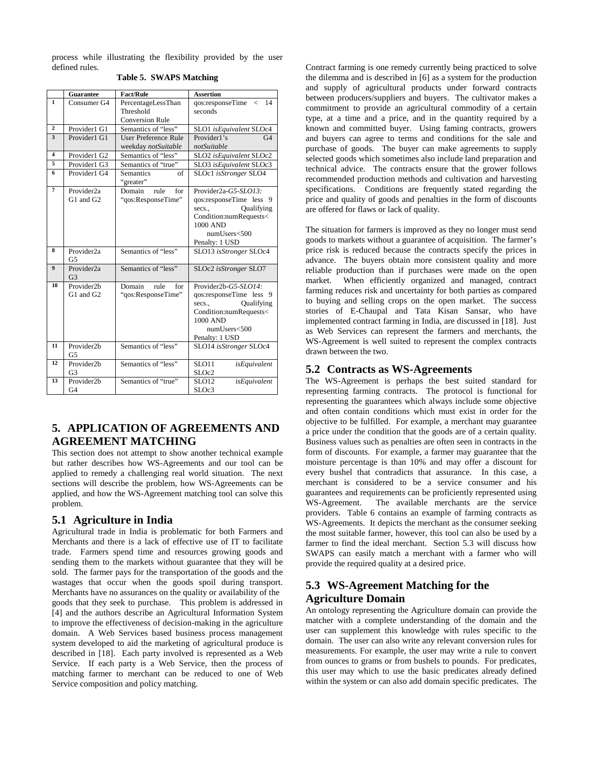process while illustrating the flexibility provided by the user defined rules.

**Table 5. SWAPS Matching**

| | Guarantee | Fact/Rule | Assertion |
|---|---|---|---|
| 1 | Consumer G4 | PercentageLessThan Threshold Conversion Rule | qos:responseTime < 14 seconds |
| 2 | Provider1 G1 | Semantics of "less" | SLO1 *isEquivalent* SLOc4 |
| 3 | Provider1 G1 | User Preference Rule weekday *notSuitable* | Provider1's G4 *notSuitable* |
| 4 | Provider1 G2 | Semantics of "less" | SLO2 *isEquivalent* SLOc2 |
| 5 | Provider1 G3 | Semantics of "true" | SLO3 *isEquivalent* SLOc3 |
| 6 | Provider1 G4 | Semantics of "greater" | SLOc1 *isStronger* SLO4 |
| 7 | Provider2a G1 and G2 | Domain rule for "qos:ResponseTime" | Provider2a-*G5-SLO13:* qos:responseTime less 9 secs., Qualifying Condition:numRequests< 1000 AND numUsers<500 Penalty: 1 USD |
| 8 | Provider2a G5 | Semantics of "less" | SLO13 *isStronger* SLOc4 |
| 9 | Provider2a G3 | Semantics of "less" | SLOc2 *isStronger* SLO7 |
| 10 | Provider2b G1 and G2 | Domain rule for "qos:ResponseTime" | Provider2b-*G5-SLO14:* qos:responseTime less 9 secs., Qualifying Condition:numRequests< 1000 AND numUsers<500 Penalty: 1 USD |
| 11 | Provider2b G5 | Semantics of "less" | SLO14 *isStronger* SLOc4 |
| 12 | Provider2b G3 | Semantics of "less" | SLO11 *isEquivalent* SLOc2 |
| 13 | Provider2b G4 | Semantics of "true" | SLO12 *isEquivalent* SLOc3 |

## 5. APPLICATION OF AGREEMENTS AND AGREEMENT MATCHING

This section does not attempt to show another technical example but rather describes how WS-Agreements and our tool can be applied to remedy a challenging real world situation. The next sections will describe the problem, how WS-Agreements can be applied, and how the WS-Agreement matching tool can solve this problem.

### 5.1 Agriculture in India

Agricultural trade in India is problematic for both Farmers and Merchants and there is a lack of effective use of IT to facilitate trade. Farmers spend time and resources growing goods and sending them to the markets without guarantee that they will be sold. The farmer pays for the transportation of the goods and the wastages that occur when the goods spoil during transport. Merchants have no assurances on the quality or availability of the goods that they seek to purchase. This problem is addressed in [4] and the authors describe an Agricultural Information System to improve the effectiveness of decision-making in the agriculture domain. A Web Services based business process management system developed to aid the marketing of agricultural produce is described in [18]. Each party involved is represented as a Web Service. If each party is a Web Service, then the process of matching farmer to merchant can be reduced to one of Web Service composition and policy matching.

Contract farming is one remedy currently being practiced to solve the dilemma and is described in [6] as a system for the production and supply of agricultural products under forward contracts between producers/suppliers and buyers. The cultivator makes a commitment to provide an agricultural commodity of a certain type, at a time and a price, and in the quantity required by a known and committed buyer. Using faming contracts, growers and buyers can agree to terms and conditions for the sale and purchase of goods. The buyer can make agreements to supply selected goods which sometimes also include land preparation and technical advice. The contracts ensure that the grower follows recommended production methods and cultivation and harvesting specifications. Conditions are frequently stated regarding the price and quality of goods and penalties in the form of discounts are offered for flaws or lack of quality.

The situation for farmers is improved as they no longer must send goods to markets without a guarantee of acquisition. The farmer's price risk is reduced because the contracts specify the prices in advance. The buyers obtain more consistent quality and more reliable production than if purchases were made on the open market. When efficiently organized and managed, contract farming reduces risk and uncertainty for both parties as compared to buying and selling crops on the open market. The success stories of E-Chaupal and Tata Kisan Sansar, who have implemented contract farming in India, are discussed in [18]. Just as Web Services can represent the farmers and merchants, the WS-Agreement is well suited to represent the complex contracts drawn between the two.

### 5.2 Contracts as WS-Agreements

The WS-Agreement is perhaps the best suited standard for representing farming contracts. The protocol is functional for representing the guarantees which always include some objective and often contain conditions which must exist in order for the objective to be fulfilled. For example, a merchant may guarantee a price under the condition that the goods are of a certain quality. Business values such as penalties are often seen in contracts in the form of discounts. For example, a farmer may guarantee that the moisture percentage is than 10% and may offer a discount for every bushel that contradicts that assurance. In this case, a merchant is considered to be a service consumer and his guarantees and requirements can be proficiently represented using WS-Agreement. The available merchants are the service providers. Table 6 contains an example of farming contracts as WS-Agreements. It depicts the merchant as the consumer seeking the most suitable farmer, however, this tool can also be used by a farmer to find the ideal merchant. Section 5.3 will discuss how SWAPS can easily match a merchant with a farmer who will provide the required quality at a desired price.

### 5.3 WS-Agreement Matching for the Agriculture Domain

An ontology representing the Agriculture domain can provide the matcher with a complete understanding of the domain and the user can supplement this knowledge with rules specific to the domain. The user can also write any relevant conversion rules for measurements. For example, the user may write a rule to convert from ounces to grams or from bushels to pounds. For predicates, this user may which to use the basic predicates already defined within the system or can also add domain specific predicates. The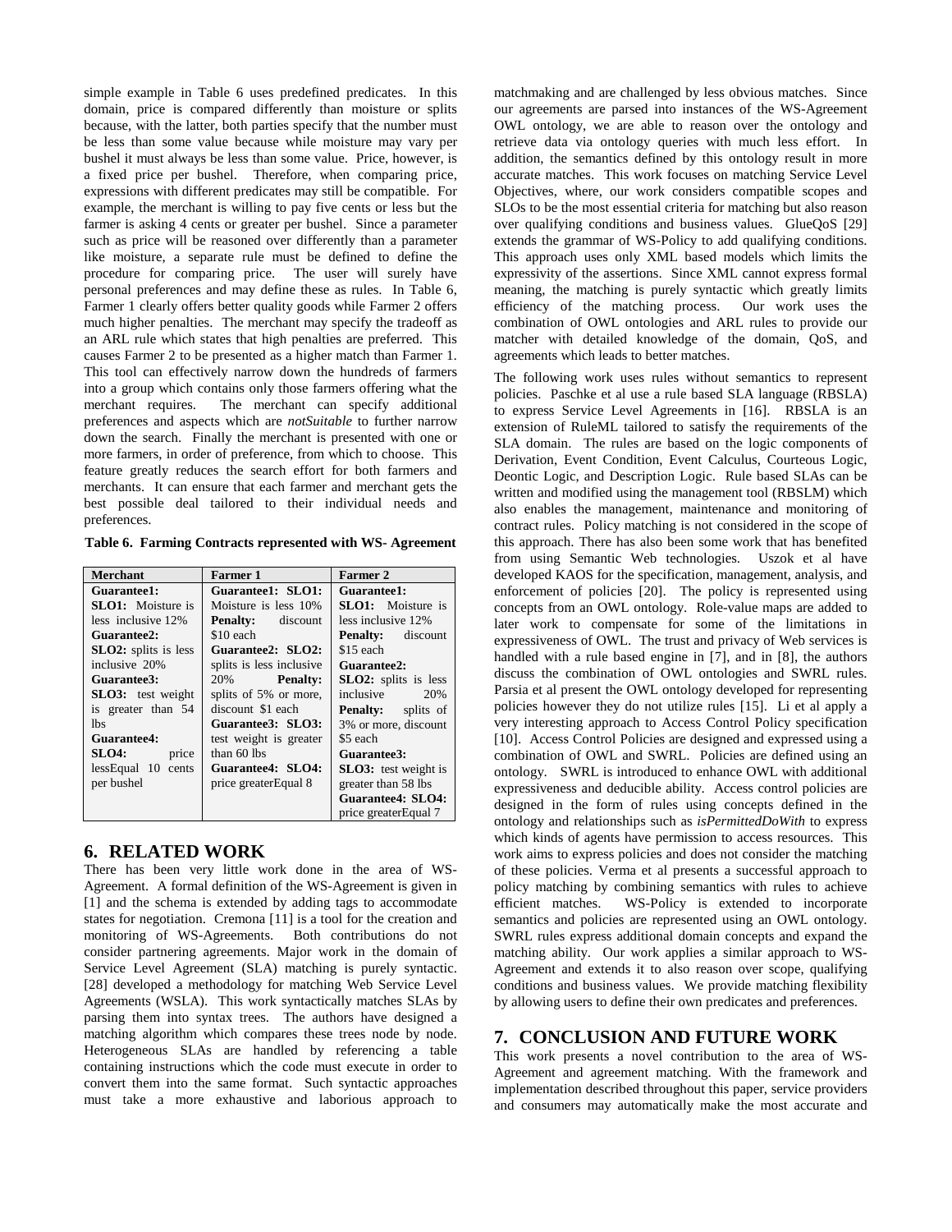simple example in Table 6 uses predefined predicates. In this domain, price is compared differently than moisture or splits because, with the latter, both parties specify that the number must be less than some value because while moisture may vary per bushel it must always be less than some value. Price, however, is a fixed price per bushel. Therefore, when comparing price, expressions with different predicates may still be compatible. For example, the merchant is willing to pay five cents or less but the farmer is asking 4 cents or greater per bushel. Since a parameter such as price will be reasoned over differently than a parameter like moisture, a separate rule must be defined to define the procedure for comparing price. The user will surely have personal preferences and may define these as rules. In Table 6, Farmer 1 clearly offers better quality goods while Farmer 2 offers much higher penalties. The merchant may specify the tradeoff as an ARL rule which states that high penalties are preferred. This causes Farmer 2 to be presented as a higher match than Farmer 1. This tool can effectively narrow down the hundreds of farmers into a group which contains only those farmers offering what the merchant requires. The merchant can specify additional preferences and aspects which are *notSuitable* to further narrow down the search. Finally the merchant is presented with one or more farmers, in order of preference, from which to choose. This feature greatly reduces the search effort for both farmers and merchants. It can ensure that each farmer and merchant gets the best possible deal tailored to their individual needs and preferences.

**Table 6. Farming Contracts represented with WS- Agreement**

| Merchant | Farmer 1 | Farmer 2 |
|---|---|---|
| **Guarantee1:** **SLO1:** Moisture is less inclusive 12% **Guarantee2:** **SLO2:** splits is less inclusive 20% **Guarantee3:** **SLO3:** test weight is greater than 54 lbs **Guarantee4:** **SLO4:** price lessEqual 10 cents per bushel | **Guarantee1: SLO1:** Moisture is less 10% **Penalty:** discount $10 each **Guarantee2: SLO2:** splits is less inclusive 20% **Penalty:** splits of 5% or more, discount $1 each **Guarantee3: SLO3:** test weight is greater than 60 lbs **Guarantee4: SLO4:** price greaterEqual 8 | **Guarantee1:** **SLO1:** Moisture is less inclusive 12% **Penalty:** discount $15 each **Guarantee2:** **SLO2:** splits is less inclusive 20% **Penalty:** splits of 3% or more, discount $5 each **Guarantee3:** **SLO3:** test weight is greater than 58 lbs **Guarantee4: SLO4:** price greaterEqual 7 |

## 6. RELATED WORK

There has been very little work done in the area of WS-Agreement. A formal definition of the WS-Agreement is given in [1] and the schema is extended by adding tags to accommodate states for negotiation. Cremona [11] is a tool for the creation and monitoring of WS-Agreements. Both contributions do not consider partnering agreements. Major work in the domain of Service Level Agreement (SLA) matching is purely syntactic. [28] developed a methodology for matching Web Service Level Agreements (WSLA). This work syntactically matches SLAs by parsing them into syntax trees. The authors have designed a matching algorithm which compares these trees node by node. Heterogeneous SLAs are handled by referencing a table containing instructions which the code must execute in order to convert them into the same format. Such syntactic approaches must take a more exhaustive and laborious approach to matchmaking and are challenged by less obvious matches. Since our agreements are parsed into instances of the WS-Agreement OWL ontology, we are able to reason over the ontology and retrieve data via ontology queries with much less effort. In addition, the semantics defined by this ontology result in more accurate matches. This work focuses on matching Service Level Objectives, where, our work considers compatible scopes and SLOs to be the most essential criteria for matching but also reason over qualifying conditions and business values. GlueQoS [29] extends the grammar of WS-Policy to add qualifying conditions. This approach uses only XML based models which limits the expressivity of the assertions. Since XML cannot express formal meaning, the matching is purely syntactic which greatly limits efficiency of the matching process. Our work uses the combination of OWL ontologies and ARL rules to provide our matcher with detailed knowledge of the domain, QoS, and agreements which leads to better matches.

The following work uses rules without semantics to represent policies. Paschke et al use a rule based SLA language (RBSLA) to express Service Level Agreements in [16]. RBSLA is an extension of RuleML tailored to satisfy the requirements of the SLA domain. The rules are based on the logic components of Derivation, Event Condition, Event Calculus, Courteous Logic, Deontic Logic, and Description Logic. Rule based SLAs can be written and modified using the management tool (RBSLM) which also enables the management, maintenance and monitoring of contract rules. Policy matching is not considered in the scope of this approach. There has also been some work that has benefited from using Semantic Web technologies. Uszok et al have developed KAOS for the specification, management, analysis, and enforcement of policies [20]. The policy is represented using concepts from an OWL ontology. Role-value maps are added to later work to compensate for some of the limitations in expressiveness of OWL. The trust and privacy of Web services is handled with a rule based engine in [7], and in [8], the authors discuss the combination of OWL ontologies and SWRL rules. Parsia et al present the OWL ontology developed for representing policies however they do not utilize rules [15]. Li et al apply a very interesting approach to Access Control Policy specification [10]. Access Control Policies are designed and expressed using a combination of OWL and SWRL. Policies are defined using an ontology. SWRL is introduced to enhance OWL with additional expressiveness and deducible ability. Access control policies are designed in the form of rules using concepts defined in the ontology and relationships such as *isPermittedDoWith* to express which kinds of agents have permission to access resources. This work aims to express policies and does not consider the matching of these policies. Verma et al presents a successful approach to policy matching by combining semantics with rules to achieve efficient matches. WS-Policy is extended to incorporate semantics and policies are represented using an OWL ontology. SWRL rules express additional domain concepts and expand the matching ability. Our work applies a similar approach to WS-Agreement and extends it to also reason over scope, qualifying conditions and business values. We provide matching flexibility by allowing users to define their own predicates and preferences.

## 7. CONCLUSION AND FUTURE WORK

This work presents a novel contribution to the area of WS-Agreement and agreement matching. With the framework and implementation described throughout this paper, service providers and consumers may automatically make the most accurate and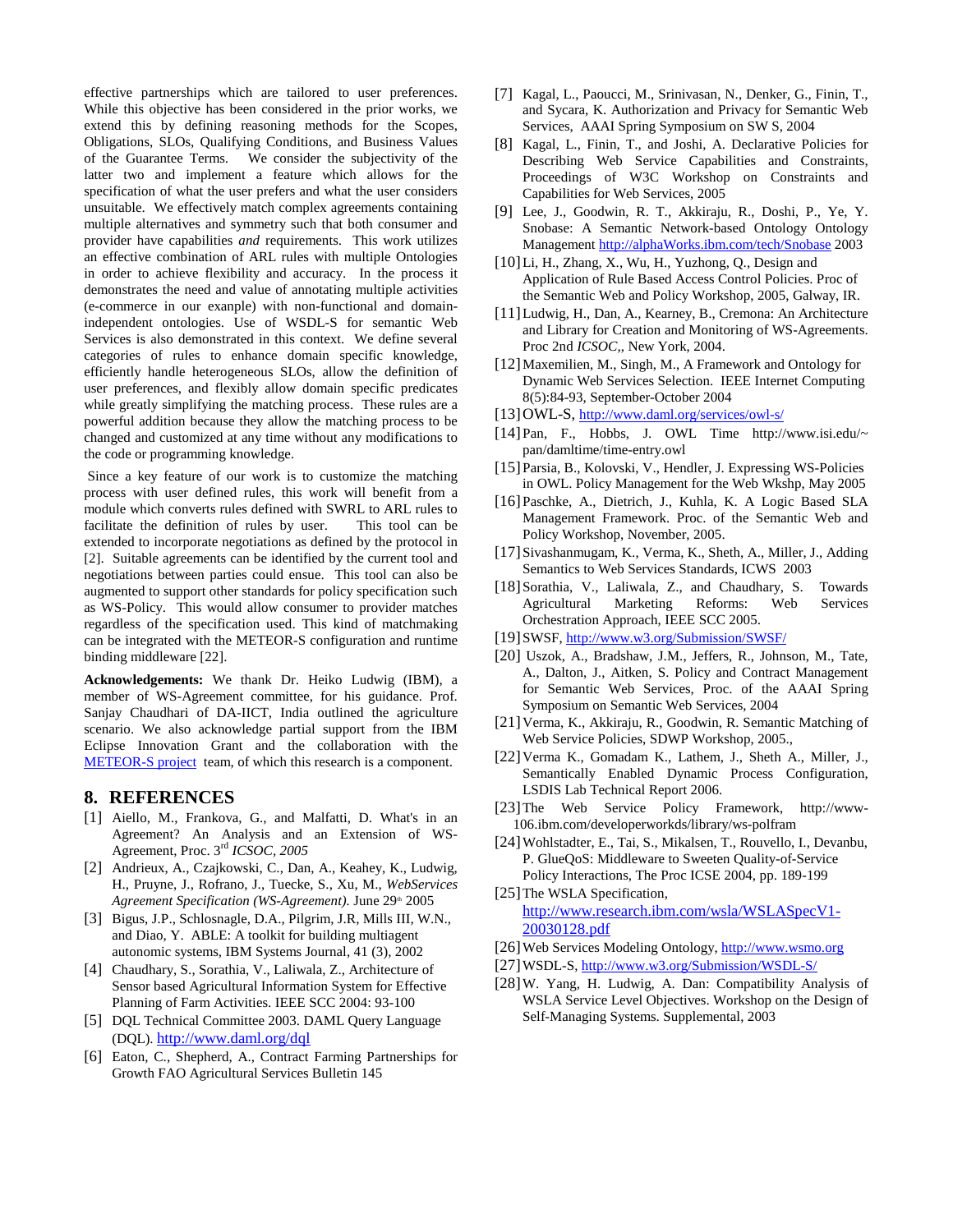effective partnerships which are tailored to user preferences. While this objective has been considered in the prior works, we extend this by defining reasoning methods for the Scopes, Obligations, SLOs, Qualifying Conditions, and Business Values of the Guarantee Terms. We consider the subjectivity of the latter two and implement a feature which allows for the specification of what the user prefers and what the user considers unsuitable. We effectively match complex agreements containing multiple alternatives and symmetry such that both consumer and provider have capabilities *and* requirements. This work utilizes an effective combination of ARL rules with multiple Ontologies in order to achieve flexibility and accuracy. In the process it demonstrates the need and value of annotating multiple activities (e-commerce in our exanple) with non-functional and domain-independent ontologies. Use of WSDL-S for semantic Web Services is also demonstrated in this context. We define several categories of rules to enhance domain specific knowledge, efficiently handle heterogeneous SLOs, allow the definition of user preferences, and flexibly allow domain specific predicates while greatly simplifying the matching process. These rules are a powerful addition because they allow the matching process to be changed and customized at any time without any modifications to the code or programming knowledge.

Since a key feature of our work is to customize the matching process with user defined rules, this work will benefit from a module which converts rules defined with SWRL to ARL rules to facilitate the definition of rules by user. This tool can be extended to incorporate negotiations as defined by the protocol in [2]. Suitable agreements can be identified by the current tool and negotiations between parties could ensue. This tool can also be augmented to support other standards for policy specification such as WS-Policy. This would allow consumer to provider matches regardless of the specification used. This kind of matchmaking can be integrated with the METEOR-S configuration and runtime binding middleware [22].

**Acknowledgements:** We thank Dr. Heiko Ludwig (IBM), a member of WS-Agreement committee, for his guidance. Prof. Sanjay Chaudhari of DA-IICT, India outlined the agriculture scenario. We also acknowledge partial support from the IBM Eclipse Innovation Grant and the collaboration with the METEOR-S project team, of which this research is a component.

## 8. REFERENCES

[1] Aiello, M., Frankova, G., and Malfatti, D. What's in an Agreement? An Analysis and an Extension of WS-Agreement, Proc. 3rd *ICSOC, 2005*

[2] Andrieux, A., Czajkowski, C., Dan, A., Keahey, K., Ludwig, H., Pruyne, J., Rofrano, J., Tuecke, S., Xu, M., *WebServices Agreement Specification (WS-Agreement).* June 29th 2005

[3] Bigus, J.P., Schlosnagle, D.A., Pilgrim, J.R, Mills III, W.N., and Diao, Y. ABLE: A toolkit for building multiagent autonomic systems, IBM Systems Journal, 41 (3), 2002

[4] Chaudhary, S., Sorathia, V., Laliwala, Z., Architecture of Sensor based Agricultural Information System for Effective Planning of Farm Activities. IEEE SCC 2004: 93-100

[5] DQL Technical Committee 2003. DAML Query Language (DQL). http://www.daml.org/dql

[6] Eaton, C., Shepherd, A., Contract Farming Partnerships for Growth FAO Agricultural Services Bulletin 145

[7] Kagal, L., Paoucci, M., Srinivasan, N., Denker, G., Finin, T., and Sycara, K. Authorization and Privacy for Semantic Web Services, AAAI Spring Symposium on SW S, 2004

[8] Kagal, L., Finin, T., and Joshi, A. Declarative Policies for Describing Web Service Capabilities and Constraints, Proceedings of W3C Workshop on Constraints and Capabilities for Web Services, 2005

[9] Lee, J., Goodwin, R. T., Akkiraju, R., Doshi, P., Ye, Y. Snobase: A Semantic Network-based Ontology Ontology Management http://alphaWorks.ibm.com/tech/Snobase 2003

[10] Li, H., Zhang, X., Wu, H., Yuzhong, Q., Design and Application of Rule Based Access Control Policies. Proc of the Semantic Web and Policy Workshop, 2005, Galway, IR.

[11] Ludwig, H., Dan, A., Kearney, B., Cremona: An Architecture and Library for Creation and Monitoring of WS-Agreements. Proc 2nd *ICSOC*,, New York, 2004.

[12] Maxemilien, M., Singh, M., A Framework and Ontology for Dynamic Web Services Selection. IEEE Internet Computing 8(5):84-93, September-October 2004

[13] OWL-S, http://www.daml.org/services/owl-s/

[14] Pan, F., Hobbs, J. OWL Time http://www.isi.edu/~pan/damltime/time-entry.owl

[15] Parsia, B., Kolovski, V., Hendler, J. Expressing WS-Policies in OWL. Policy Management for the Web Wkshp, May 2005

[16] Paschke, A., Dietrich, J., Kuhla, K. A Logic Based SLA Management Framework. Proc. of the Semantic Web and Policy Workshop, November, 2005.

[17] Sivashanmugam, K., Verma, K., Sheth, A., Miller, J., Adding Semantics to Web Services Standards, ICWS 2003

[18] Sorathia, V., Laliwala, Z., and Chaudhary, S. Towards Agricultural Marketing Reforms: Web Services Orchestration Approach, IEEE SCC 2005.

[19] SWSF, http://www.w3.org/Submission/SWSF/

[20] Uszok, A., Bradshaw, J.M., Jeffers, R., Johnson, M., Tate, A., Dalton, J., Aitken, S. Policy and Contract Management for Semantic Web Services, Proc. of the AAAI Spring Symposium on Semantic Web Services, 2004

[21] Verma, K., Akkiraju, R., Goodwin, R. Semantic Matching of Web Service Policies, SDWP Workshop, 2005.,

[22] Verma K., Gomadam K., Lathem, J., Sheth A., Miller, J., Semantically Enabled Dynamic Process Configuration, LSDIS Lab Technical Report 2006.

[23] The Web Service Policy Framework, http://www-106.ibm.com/developerworkds/library/ws-polfram

[24] Wohlstadter, E., Tai, S., Mikalsen, T., Rouvello, I., Devanbu, P. GlueQoS: Middleware to Sweeten Quality-of-Service Policy Interactions, The Proc ICSE 2004, pp. 189-199

[25] The WSLA Specification, http://www.research.ibm.com/wsla/WSLASpecV1-20030128.pdf

[26] Web Services Modeling Ontology, http://www.wsmo.org

[27] WSDL-S, http://www.w3.org/Submission/WSDL-S/

[28] W. Yang, H. Ludwig, A. Dan: Compatibility Analysis of WSLA Service Level Objectives. Workshop on the Design of Self-Managing Systems. Supplemental, 2003